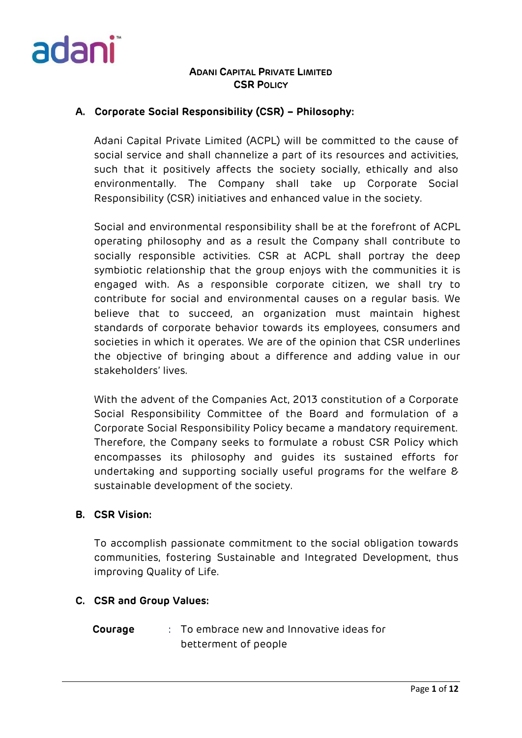**ADANI CAPITAL PRIVATE LIMITED**
**CSR POLICY**

## A. Corporate Social Responsibility (CSR) – Philosophy:

Adani Capital Private Limited (ACPL) will be committed to the cause of social service and shall channelize a part of its resources and activities, such that it positively affects the society socially, ethically and also environmentally. The Company shall take up Corporate Social Responsibility (CSR) initiatives and enhanced value in the society.

Social and environmental responsibility shall be at the forefront of ACPL operating philosophy and as a result the Company shall contribute to socially responsible activities. CSR at ACPL shall portray the deep symbiotic relationship that the group enjoys with the communities it is engaged with. As a responsible corporate citizen, we shall try to contribute for social and environmental causes on a regular basis. We believe that to succeed, an organization must maintain highest standards of corporate behavior towards its employees, consumers and societies in which it operates. We are of the opinion that CSR underlines the objective of bringing about a difference and adding value in our stakeholders' lives.

With the advent of the Companies Act, 2013 constitution of a Corporate Social Responsibility Committee of the Board and formulation of a Corporate Social Responsibility Policy became a mandatory requirement. Therefore, the Company seeks to formulate a robust CSR Policy which encompasses its philosophy and guides its sustained efforts for undertaking and supporting socially useful programs for the welfare & sustainable development of the society.

## B. CSR Vision:

To accomplish passionate commitment to the social obligation towards communities, fostering Sustainable and Integrated Development, thus improving Quality of Life.

## C. CSR and Group Values:

**Courage** : To embrace new and Innovative ideas for betterment of people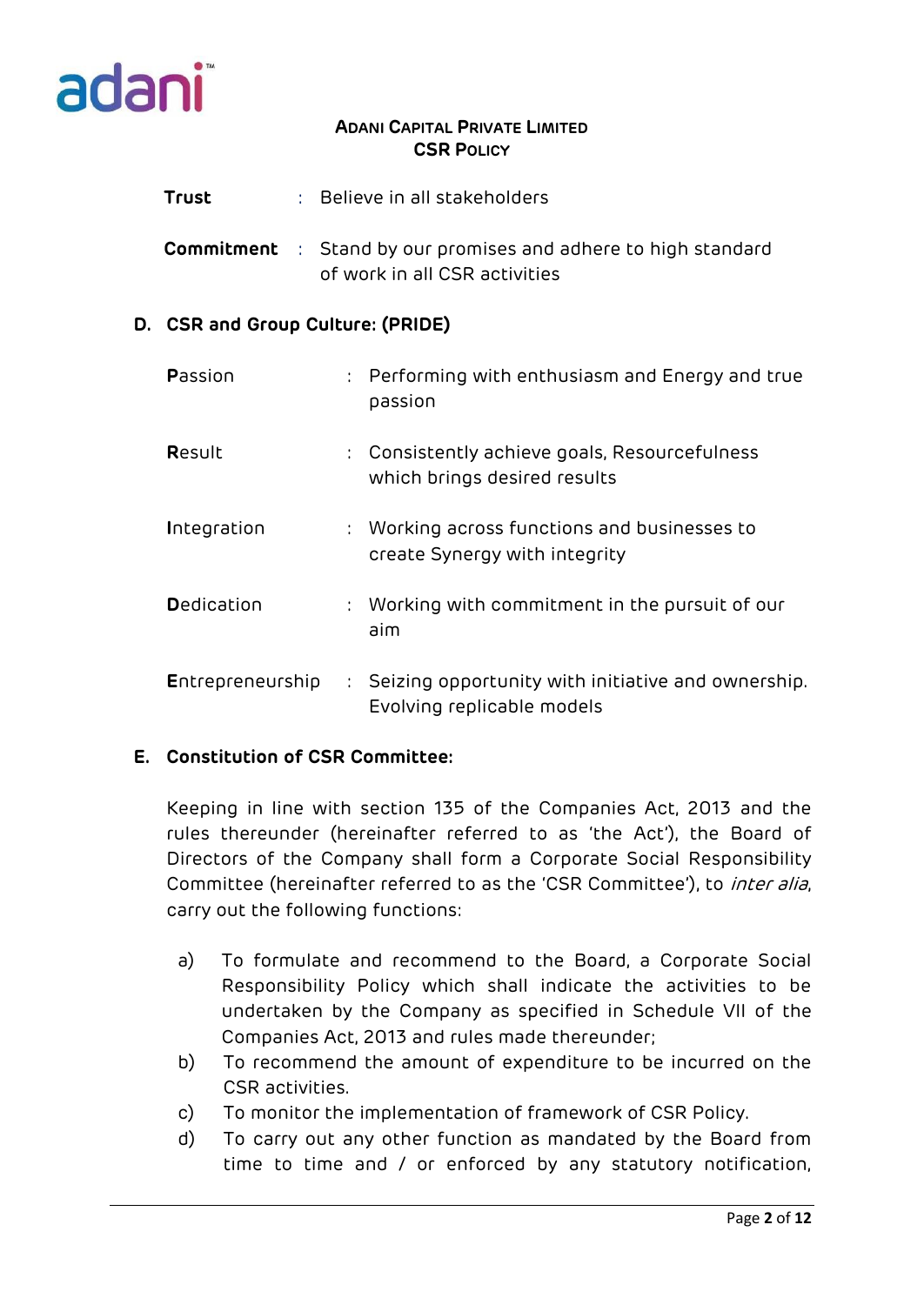**Trust** : Believe in all stakeholders

**Commitment** : Stand by our promises and adhere to high standard of work in all CSR activities

## D. CSR and Group Culture: (PRIDE)

**P**assion : Performing with enthusiasm and Energy and true passion

**R**esult : Consistently achieve goals, Resourcefulness which brings desired results

**I**ntegration : Working across functions and businesses to create Synergy with integrity

**D**edication : Working with commitment in the pursuit of our aim

**E**ntrepreneurship : Seizing opportunity with initiative and ownership. Evolving replicable models

## E. Constitution of CSR Committee:

Keeping in line with section 135 of the Companies Act, 2013 and the rules thereunder (hereinafter referred to as 'the Act'), the Board of Directors of the Company shall form a Corporate Social Responsibility Committee (hereinafter referred to as the 'CSR Committee'), to *inter alia*, carry out the following functions:

a) To formulate and recommend to the Board, a Corporate Social Responsibility Policy which shall indicate the activities to be undertaken by the Company as specified in Schedule VII of the Companies Act, 2013 and rules made thereunder;

b) To recommend the amount of expenditure to be incurred on the CSR activities.

c) To monitor the implementation of framework of CSR Policy.

d) To carry out any other function as mandated by the Board from time to time and / or enforced by any statutory notification,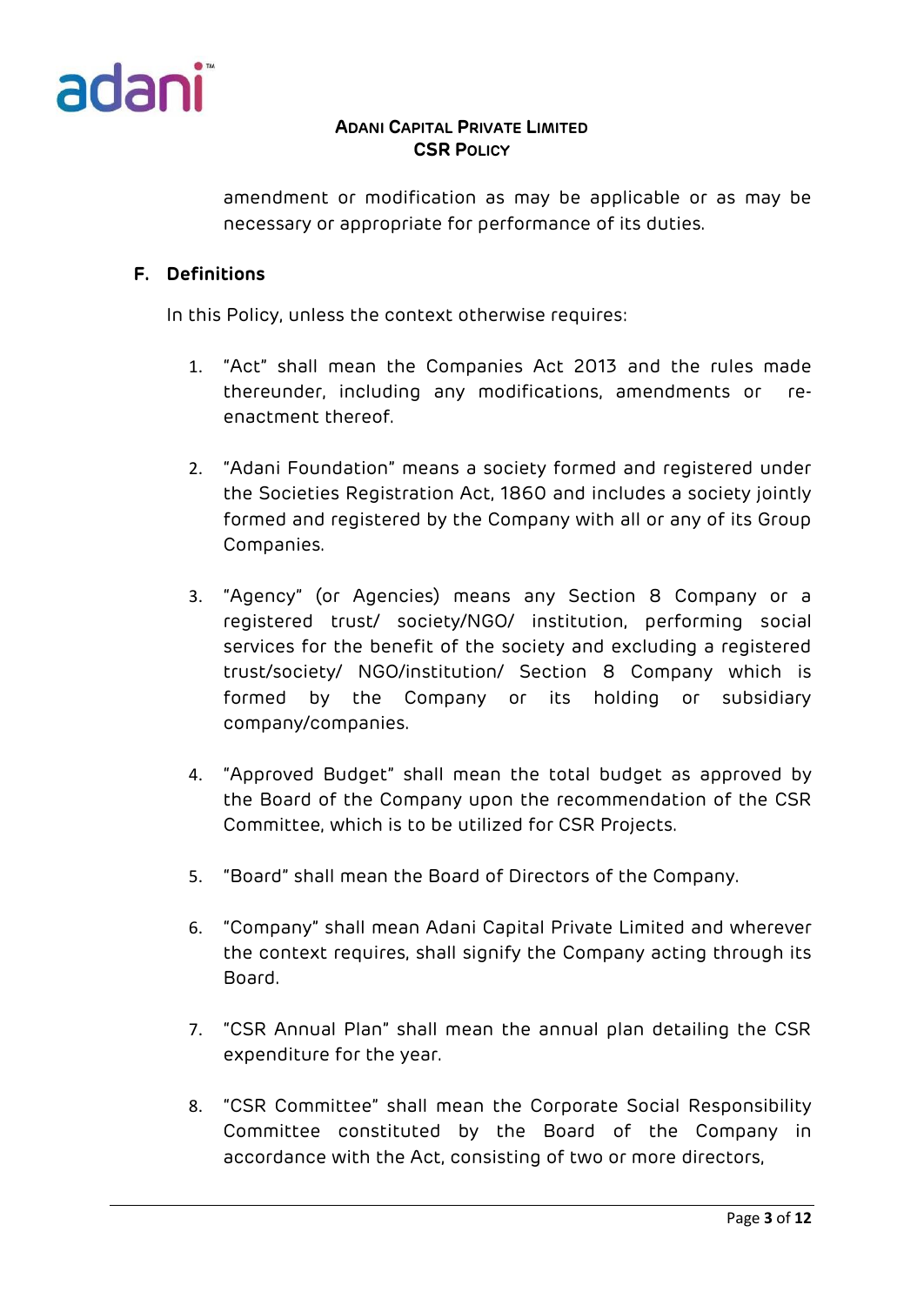amendment or modification as may be applicable or as may be necessary or appropriate for performance of its duties.

## F. Definitions

In this Policy, unless the context otherwise requires:

1. "Act" shall mean the Companies Act 2013 and the rules made thereunder, including any modifications, amendments or re-enactment thereof.

2. "Adani Foundation" means a society formed and registered under the Societies Registration Act, 1860 and includes a society jointly formed and registered by the Company with all or any of its Group Companies.

3. "Agency" (or Agencies) means any Section 8 Company or a registered trust/ society/NGO/ institution, performing social services for the benefit of the society and excluding a registered trust/society/ NGO/institution/ Section 8 Company which is formed by the Company or its holding or subsidiary company/companies.

4. "Approved Budget" shall mean the total budget as approved by the Board of the Company upon the recommendation of the CSR Committee, which is to be utilized for CSR Projects.

5. "Board" shall mean the Board of Directors of the Company.

6. "Company" shall mean Adani Capital Private Limited and wherever the context requires, shall signify the Company acting through its Board.

7. "CSR Annual Plan" shall mean the annual plan detailing the CSR expenditure for the year.

8. "CSR Committee" shall mean the Corporate Social Responsibility Committee constituted by the Board of the Company in accordance with the Act, consisting of two or more directors,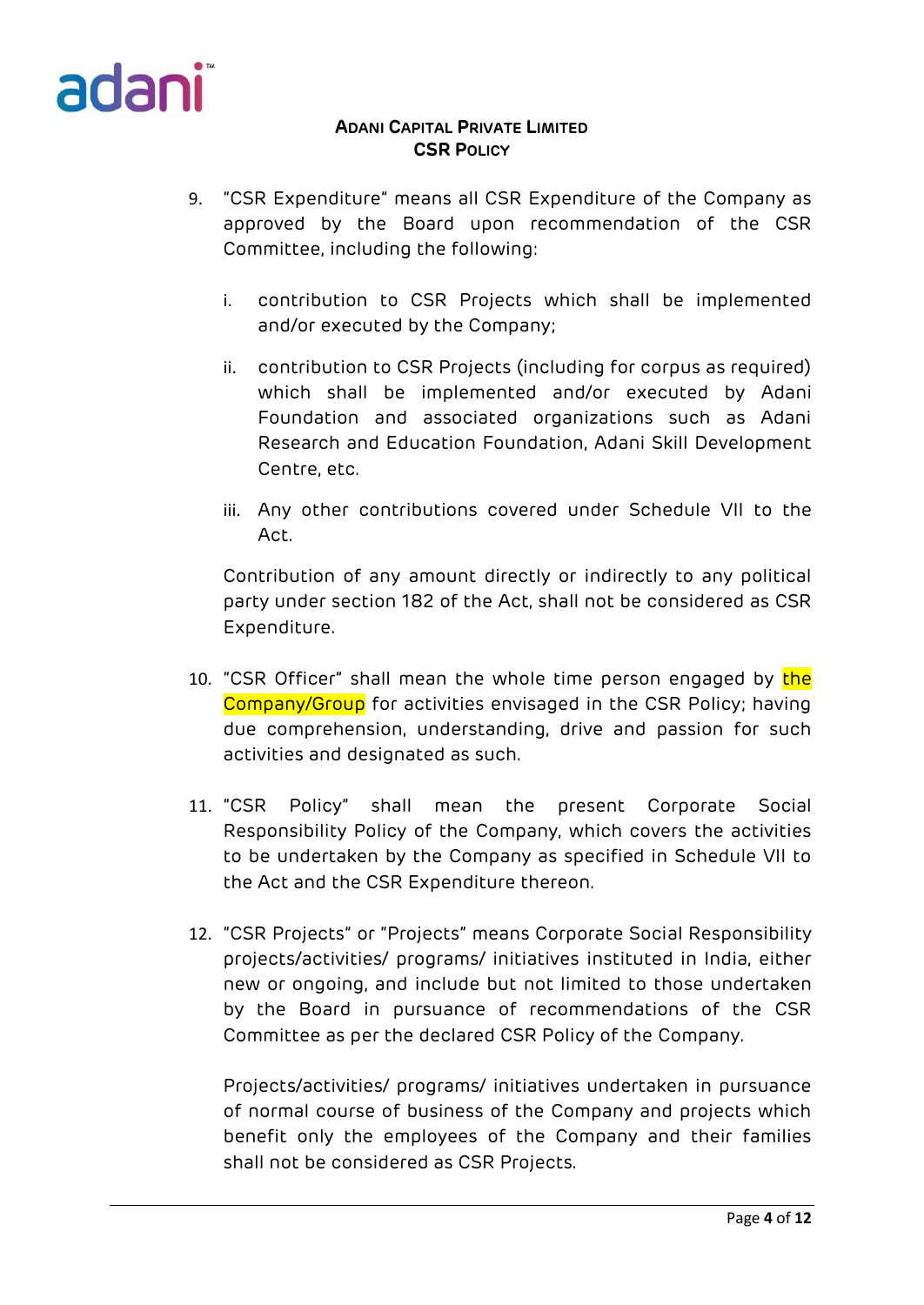9. "CSR Expenditure" means all CSR Expenditure of the Company as approved by the Board upon recommendation of the CSR Committee, including the following:

   i. contribution to CSR Projects which shall be implemented and/or executed by the Company;

   ii. contribution to CSR Projects (including for corpus as required) which shall be implemented and/or executed by Adani Foundation and associated organizations such as Adani Research and Education Foundation, Adani Skill Development Centre, etc.

   iii. Any other contributions covered under Schedule VII to the Act.

   Contribution of any amount directly or indirectly to any political party under section 182 of the Act, shall not be considered as CSR Expenditure.

10. "CSR Officer" shall mean the whole time person engaged by the Company/Group for activities envisaged in the CSR Policy; having due comprehension, understanding, drive and passion for such activities and designated as such.

11. "CSR Policy" shall mean the present Corporate Social Responsibility Policy of the Company, which covers the activities to be undertaken by the Company as specified in Schedule VII to the Act and the CSR Expenditure thereon.

12. "CSR Projects" or "Projects" means Corporate Social Responsibility projects/activities/ programs/ initiatives instituted in India, either new or ongoing, and include but not limited to those undertaken by the Board in pursuance of recommendations of the CSR Committee as per the declared CSR Policy of the Company.

    Projects/activities/ programs/ initiatives undertaken in pursuance of normal course of business of the Company and projects which benefit only the employees of the Company and their families shall not be considered as CSR Projects.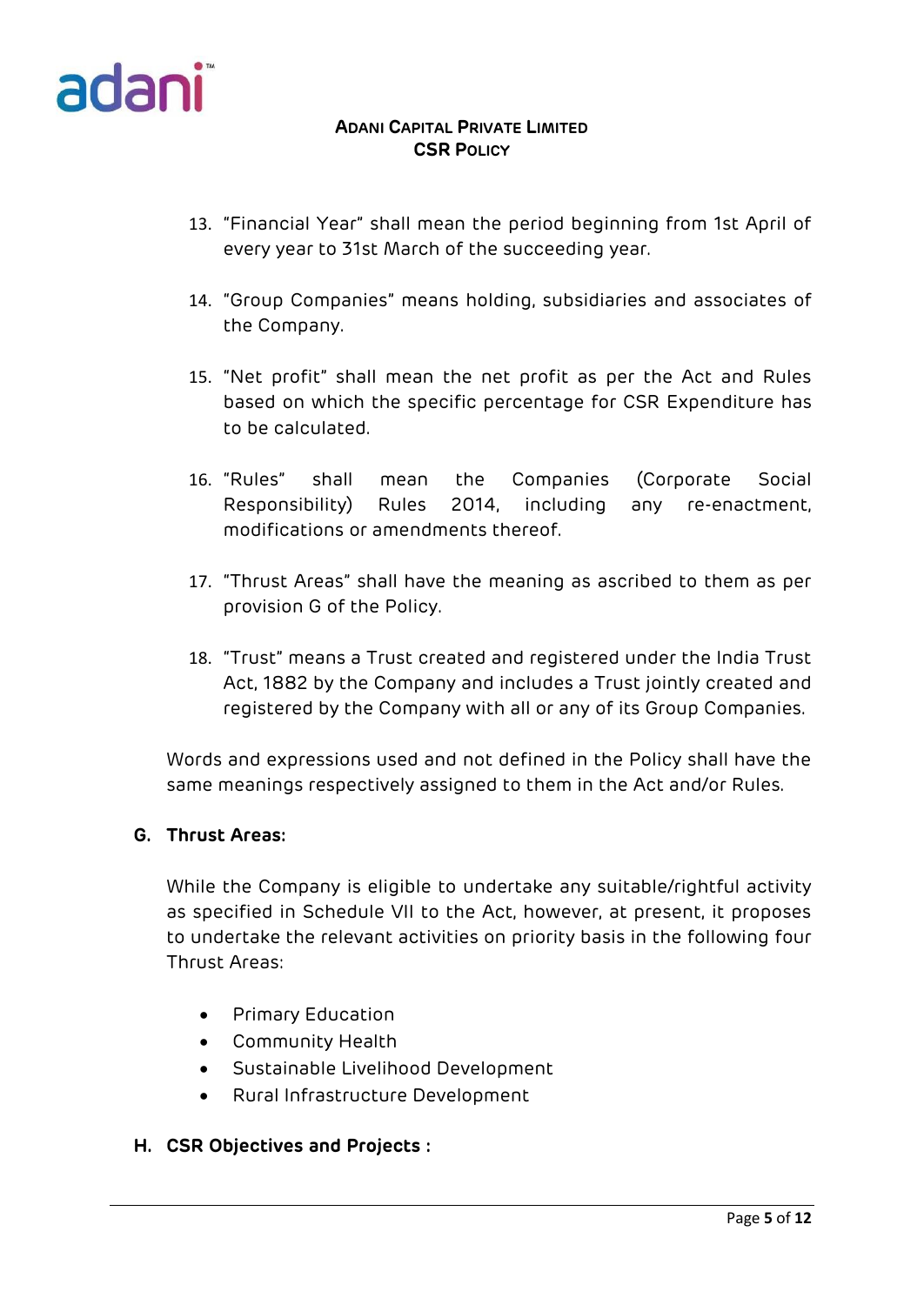13. "Financial Year" shall mean the period beginning from 1st April of every year to 31st March of the succeeding year.

14. "Group Companies" means holding, subsidiaries and associates of the Company.

15. "Net profit" shall mean the net profit as per the Act and Rules based on which the specific percentage for CSR Expenditure has to be calculated.

16. "Rules" shall mean the Companies (Corporate Social Responsibility) Rules 2014, including any re-enactment, modifications or amendments thereof.

17. "Thrust Areas" shall have the meaning as ascribed to them as per provision G of the Policy.

18. "Trust" means a Trust created and registered under the India Trust Act, 1882 by the Company and includes a Trust jointly created and registered by the Company with all or any of its Group Companies.

Words and expressions used and not defined in the Policy shall have the same meanings respectively assigned to them in the Act and/or Rules.

## G. Thrust Areas:

While the Company is eligible to undertake any suitable/rightful activity as specified in Schedule VII to the Act, however, at present, it proposes to undertake the relevant activities on priority basis in the following four Thrust Areas:

- Primary Education
- Community Health
- Sustainable Livelihood Development
- Rural Infrastructure Development

## H. CSR Objectives and Projects :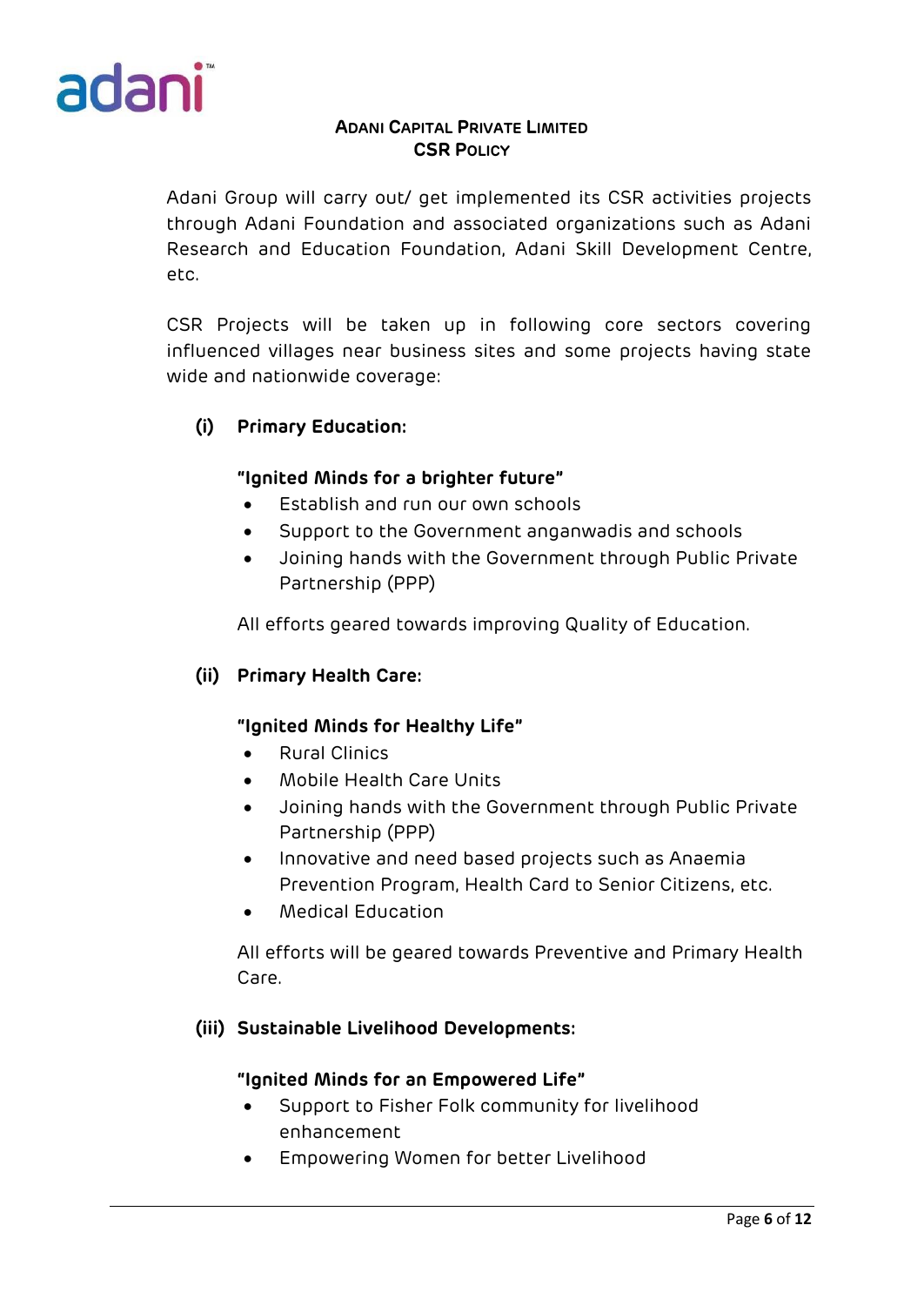**ADANI CAPITAL PRIVATE LIMITED**
**CSR POLICY**

Adani Group will carry out/ get implemented its CSR activities projects through Adani Foundation and associated organizations such as Adani Research and Education Foundation, Adani Skill Development Centre, etc.

CSR Projects will be taken up in following core sectors covering influenced villages near business sites and some projects having state wide and nationwide coverage:

**(i) Primary Education:**

**"Ignited Minds for a brighter future"**

- Establish and run our own schools
- Support to the Government anganwadis and schools
- Joining hands with the Government through Public Private Partnership (PPP)

All efforts geared towards improving Quality of Education.

**(ii) Primary Health Care:**

**"Ignited Minds for Healthy Life"**

- Rural Clinics
- Mobile Health Care Units
- Joining hands with the Government through Public Private Partnership (PPP)
- Innovative and need based projects such as Anaemia Prevention Program, Health Card to Senior Citizens, etc.
- Medical Education

All efforts will be geared towards Preventive and Primary Health Care.

**(iii) Sustainable Livelihood Developments:**

**"Ignited Minds for an Empowered Life"**

- Support to Fisher Folk community for livelihood enhancement
- Empowering Women for better Livelihood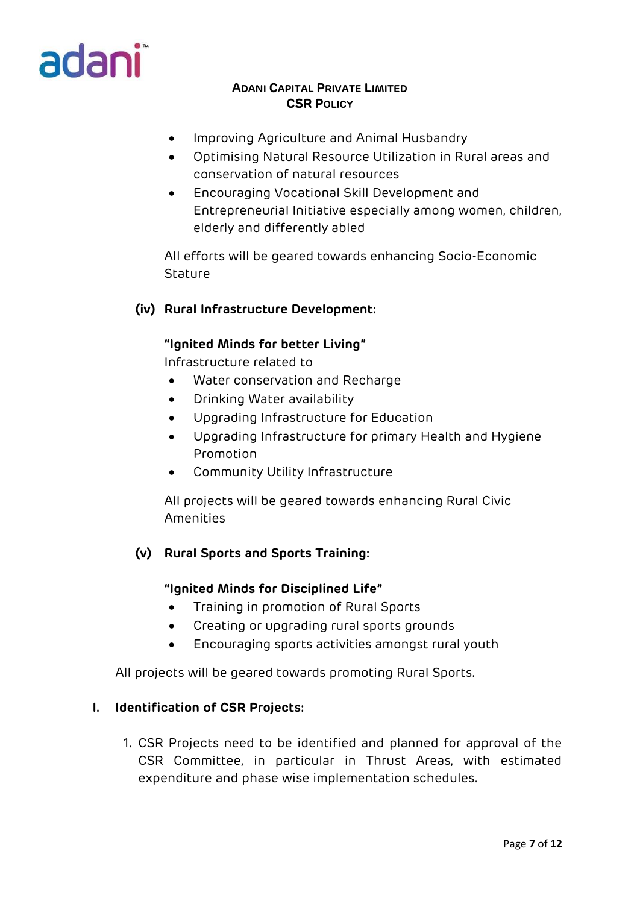- Improving Agriculture and Animal Husbandry
- Optimising Natural Resource Utilization in Rural areas and conservation of natural resources
- Encouraging Vocational Skill Development and Entrepreneurial Initiative especially among women, children, elderly and differently abled

All efforts will be geared towards enhancing Socio-Economic Stature

**(iv) Rural Infrastructure Development:**

**"Ignited Minds for better Living"**

Infrastructure related to

- Water conservation and Recharge
- Drinking Water availability
- Upgrading Infrastructure for Education
- Upgrading Infrastructure for primary Health and Hygiene Promotion
- Community Utility Infrastructure

All projects will be geared towards enhancing Rural Civic Amenities

**(v) Rural Sports and Sports Training:**

**"Ignited Minds for Disciplined Life"**

- Training in promotion of Rural Sports
- Creating or upgrading rural sports grounds
- Encouraging sports activities amongst rural youth

All projects will be geared towards promoting Rural Sports.

## I. Identification of CSR Projects:

1. CSR Projects need to be identified and planned for approval of the CSR Committee, in particular in Thrust Areas, with estimated expenditure and phase wise implementation schedules.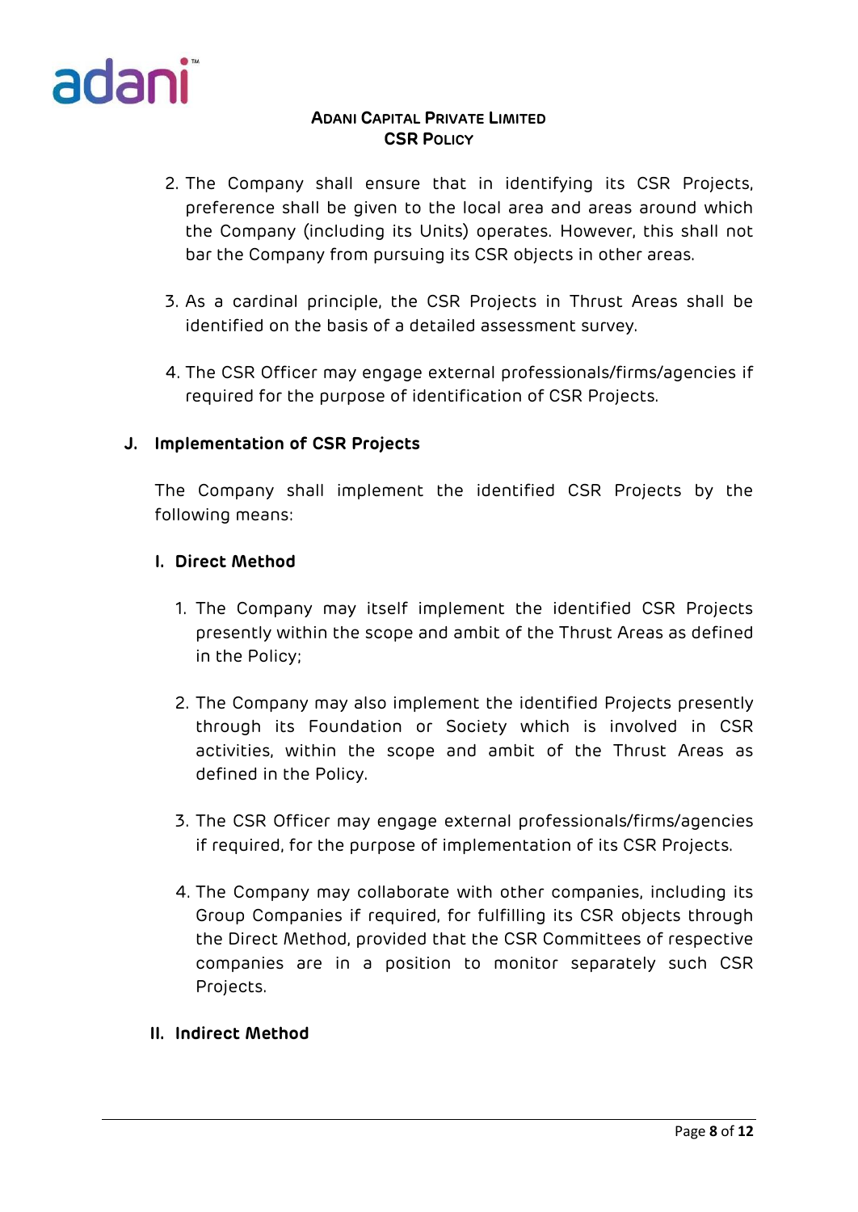2. The Company shall ensure that in identifying its CSR Projects, preference shall be given to the local area and areas around which the Company (including its Units) operates. However, this shall not bar the Company from pursuing its CSR objects in other areas.

3. As a cardinal principle, the CSR Projects in Thrust Areas shall be identified on the basis of a detailed assessment survey.

4. The CSR Officer may engage external professionals/firms/agencies if required for the purpose of identification of CSR Projects.

## J. Implementation of CSR Projects

The Company shall implement the identified CSR Projects by the following means:

### I. Direct Method

1. The Company may itself implement the identified CSR Projects presently within the scope and ambit of the Thrust Areas as defined in the Policy;

2. The Company may also implement the identified Projects presently through its Foundation or Society which is involved in CSR activities, within the scope and ambit of the Thrust Areas as defined in the Policy.

3. The CSR Officer may engage external professionals/firms/agencies if required, for the purpose of implementation of its CSR Projects.

4. The Company may collaborate with other companies, including its Group Companies if required, for fulfilling its CSR objects through the Direct Method, provided that the CSR Committees of respective companies are in a position to monitor separately such CSR Projects.

### II. Indirect Method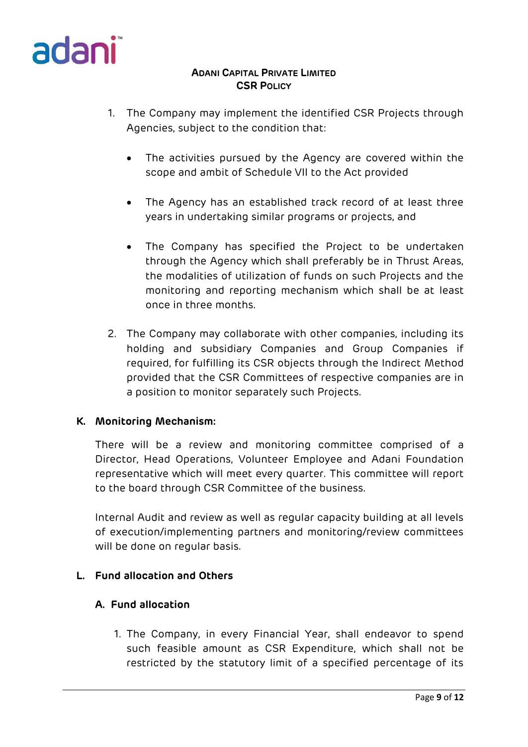1. The Company may implement the identified CSR Projects through Agencies, subject to the condition that:

    - The activities pursued by the Agency are covered within the scope and ambit of Schedule VII to the Act provided

    - The Agency has an established track record of at least three years in undertaking similar programs or projects, and

    - The Company has specified the Project to be undertaken through the Agency which shall preferably be in Thrust Areas, the modalities of utilization of funds on such Projects and the monitoring and reporting mechanism which shall be at least once in three months.

2. The Company may collaborate with other companies, including its holding and subsidiary Companies and Group Companies if required, for fulfilling its CSR objects through the Indirect Method provided that the CSR Committees of respective companies are in a position to monitor separately such Projects.

## K. Monitoring Mechanism:

There will be a review and monitoring committee comprised of a Director, Head Operations, Volunteer Employee and Adani Foundation representative which will meet every quarter. This committee will report to the board through CSR Committee of the business.

Internal Audit and review as well as regular capacity building at all levels of execution/implementing partners and monitoring/review committees will be done on regular basis.

## L. Fund allocation and Others

### A. Fund allocation

1. The Company, in every Financial Year, shall endeavor to spend such feasible amount as CSR Expenditure, which shall not be restricted by the statutory limit of a specified percentage of its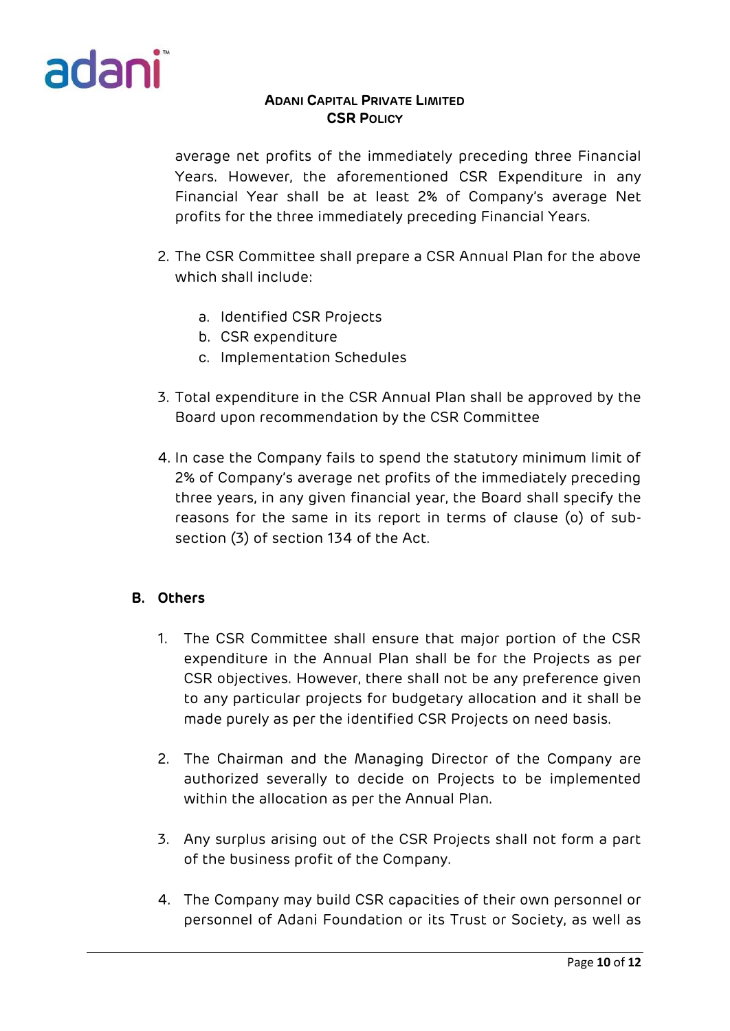average net profits of the immediately preceding three Financial Years. However, the aforementioned CSR Expenditure in any Financial Year shall be at least 2% of Company's average Net profits for the three immediately preceding Financial Years.

2. The CSR Committee shall prepare a CSR Annual Plan for the above which shall include:

    a. Identified CSR Projects
    b. CSR expenditure
    c. Implementation Schedules

3. Total expenditure in the CSR Annual Plan shall be approved by the Board upon recommendation by the CSR Committee

4. In case the Company fails to spend the statutory minimum limit of 2% of Company's average net profits of the immediately preceding three years, in any given financial year, the Board shall specify the reasons for the same in its report in terms of clause (o) of sub-section (3) of section 134 of the Act.

### B. Others

1. The CSR Committee shall ensure that major portion of the CSR expenditure in the Annual Plan shall be for the Projects as per CSR objectives. However, there shall not be any preference given to any particular projects for budgetary allocation and it shall be made purely as per the identified CSR Projects on need basis.

2. The Chairman and the Managing Director of the Company are authorized severally to decide on Projects to be implemented within the allocation as per the Annual Plan.

3. Any surplus arising out of the CSR Projects shall not form a part of the business profit of the Company.

4. The Company may build CSR capacities of their own personnel or personnel of Adani Foundation or its Trust or Society, as well as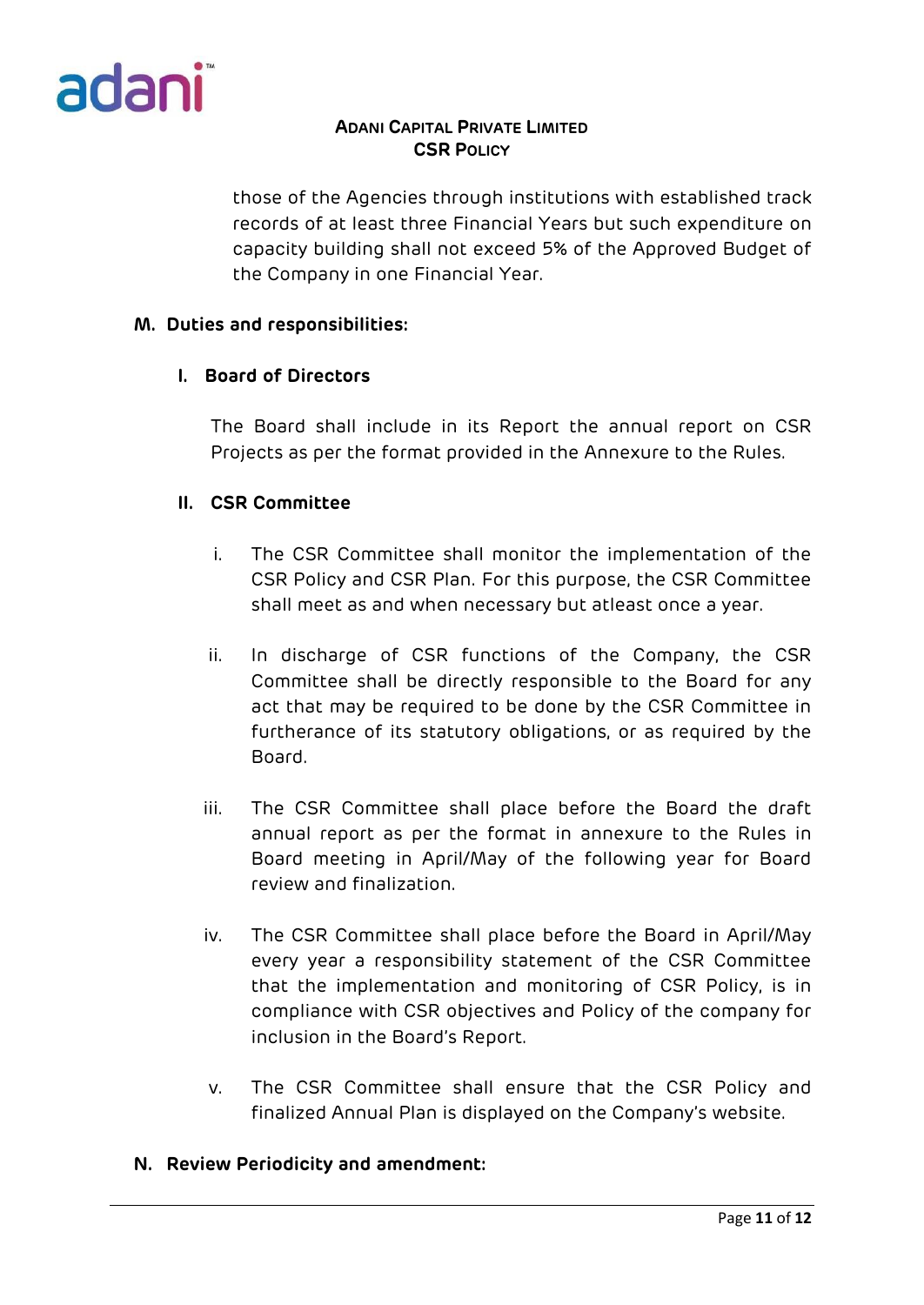those of the Agencies through institutions with established track records of at least three Financial Years but such expenditure on capacity building shall not exceed 5% of the Approved Budget of the Company in one Financial Year.

## M. Duties and responsibilities:

### I. Board of Directors

The Board shall include in its Report the annual report on CSR Projects as per the format provided in the Annexure to the Rules.

### II. CSR Committee

i. The CSR Committee shall monitor the implementation of the CSR Policy and CSR Plan. For this purpose, the CSR Committee shall meet as and when necessary but atleast once a year.

ii. In discharge of CSR functions of the Company, the CSR Committee shall be directly responsible to the Board for any act that may be required to be done by the CSR Committee in furtherance of its statutory obligations, or as required by the Board.

iii. The CSR Committee shall place before the Board the draft annual report as per the format in annexure to the Rules in Board meeting in April/May of the following year for Board review and finalization.

iv. The CSR Committee shall place before the Board in April/May every year a responsibility statement of the CSR Committee that the implementation and monitoring of CSR Policy, is in compliance with CSR objectives and Policy of the company for inclusion in the Board's Report.

v. The CSR Committee shall ensure that the CSR Policy and finalized Annual Plan is displayed on the Company's website.

## N. Review Periodicity and amendment: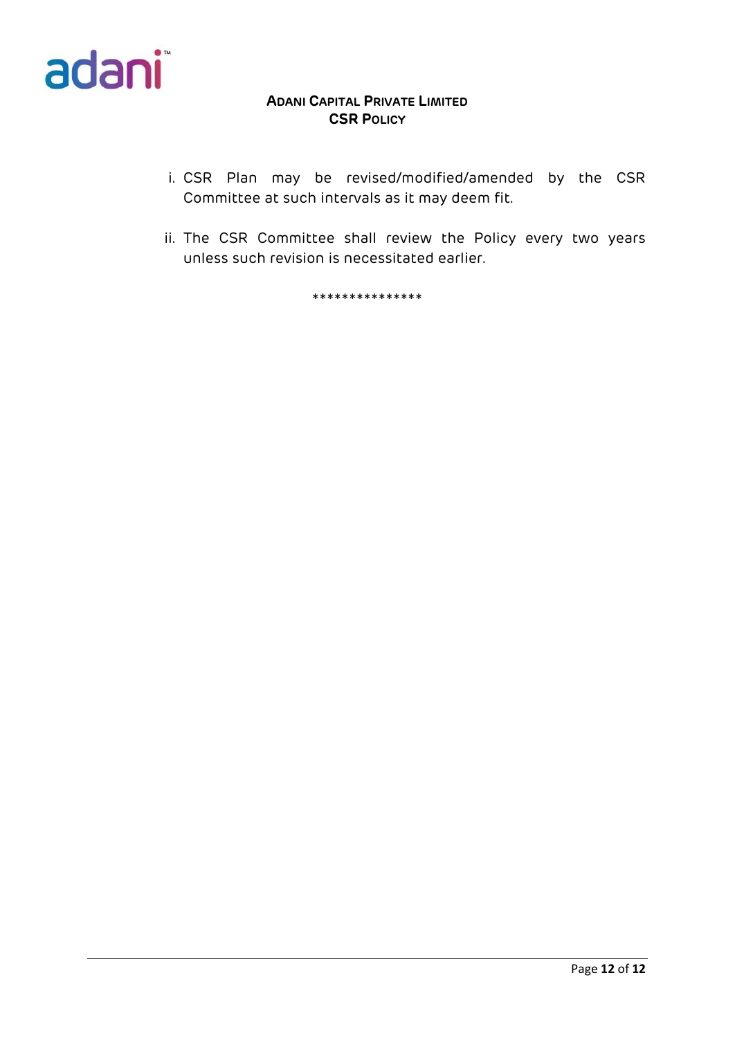i. CSR Plan may be revised/modified/amended by the CSR Committee at such intervals as it may deem fit.

ii. The CSR Committee shall review the Policy every two years unless such revision is necessitated earlier.

***************